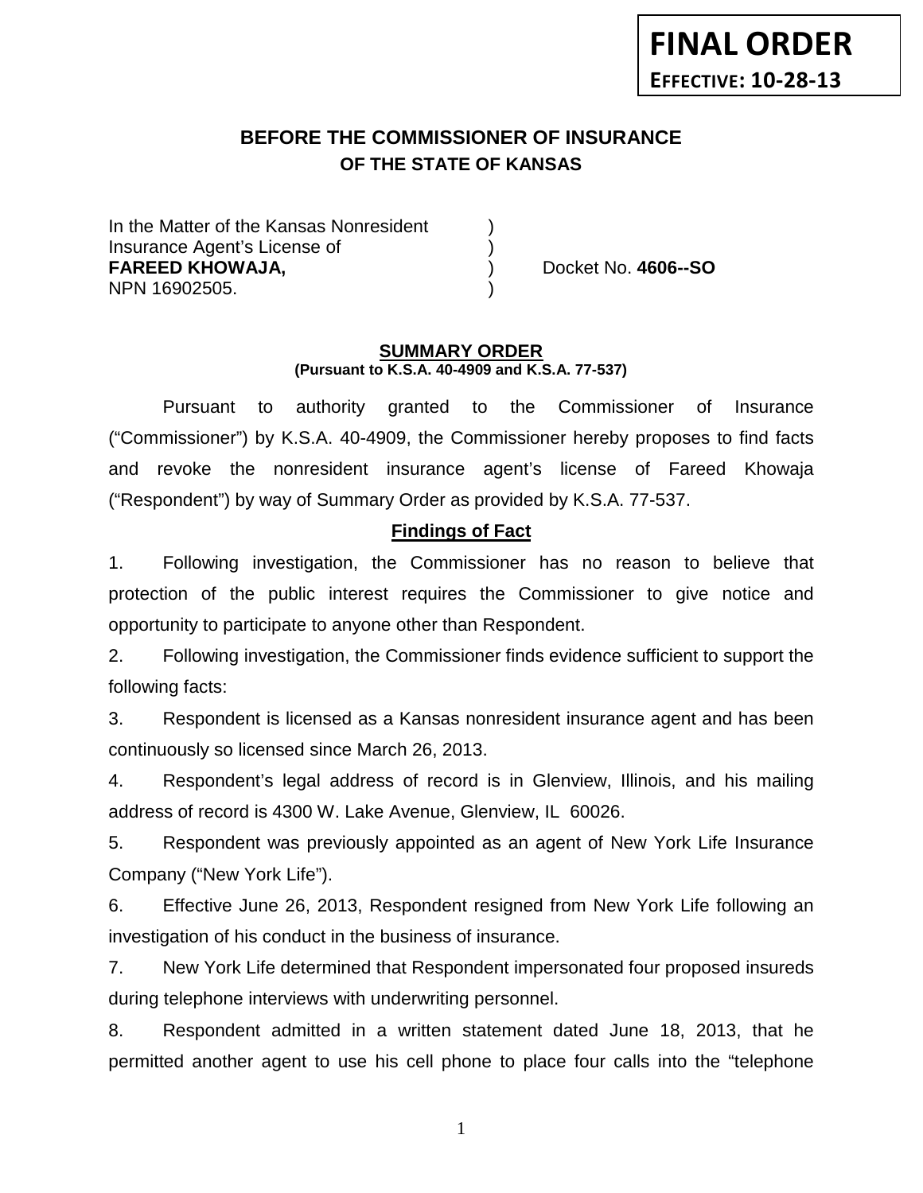**FINAL ORDER**
**EFFECTIVE: 10-28-13**

# BEFORE THE COMMISSIONER OF INSURANCE
## OF THE STATE OF KANSAS

| | | |
|---|---|---|
| In the Matter of the Kansas Nonresident | ) | |
| Insurance Agent's License of | ) | |
| **FAREED KHOWAJA,** | ) | Docket No. **4606--SO** |
| NPN 16902505. | ) | |

### SUMMARY ORDER
**(Pursuant to K.S.A. 40-4909 and K.S.A. 77-537)**

Pursuant to authority granted to the Commissioner of Insurance ("Commissioner") by K.S.A. 40-4909, the Commissioner hereby proposes to find facts and revoke the nonresident insurance agent's license of Fareed Khowaja ("Respondent") by way of Summary Order as provided by K.S.A. 77-537.

### Findings of Fact

1. Following investigation, the Commissioner has no reason to believe that protection of the public interest requires the Commissioner to give notice and opportunity to participate to anyone other than Respondent.

2. Following investigation, the Commissioner finds evidence sufficient to support the following facts:

3. Respondent is licensed as a Kansas nonresident insurance agent and has been continuously so licensed since March 26, 2013.

4. Respondent's legal address of record is in Glenview, Illinois, and his mailing address of record is 4300 W. Lake Avenue, Glenview, IL 60026.

5. Respondent was previously appointed as an agent of New York Life Insurance Company ("New York Life").

6. Effective June 26, 2013, Respondent resigned from New York Life following an investigation of his conduct in the business of insurance.

7. New York Life determined that Respondent impersonated four proposed insureds during telephone interviews with underwriting personnel.

8. Respondent admitted in a written statement dated June 18, 2013, that he permitted another agent to use his cell phone to place four calls into the "telephone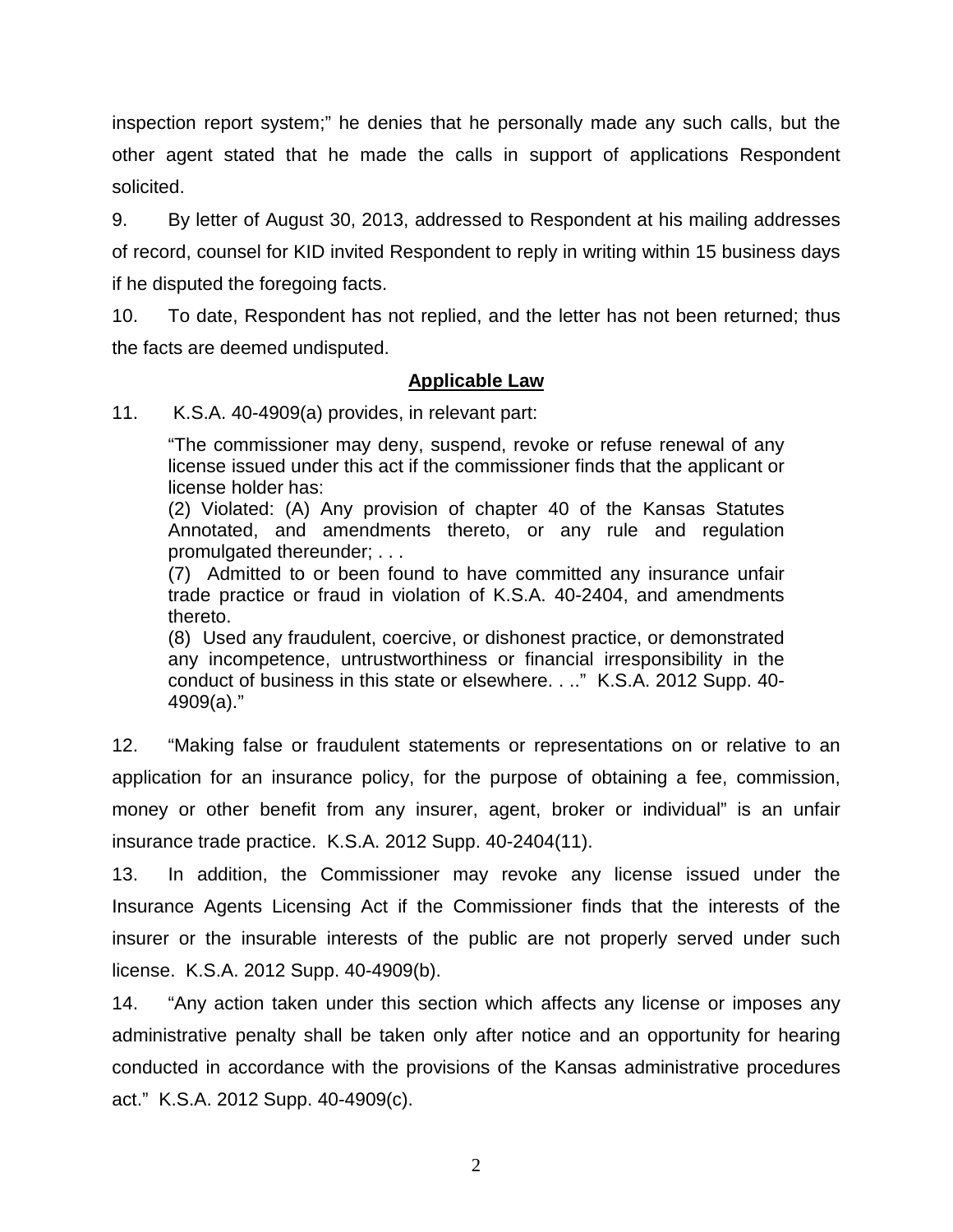inspection report system;" he denies that he personally made any such calls, but the other agent stated that he made the calls in support of applications Respondent solicited.

9. By letter of August 30, 2013, addressed to Respondent at his mailing addresses of record, counsel for KID invited Respondent to reply in writing within 15 business days if he disputed the foregoing facts.

10. To date, Respondent has not replied, and the letter has not been returned; thus the facts are deemed undisputed.

## Applicable Law

11. K.S.A. 40-4909(a) provides, in relevant part:

> "The commissioner may deny, suspend, revoke or refuse renewal of any license issued under this act if the commissioner finds that the applicant or license holder has:
> (2) Violated: (A) Any provision of chapter 40 of the Kansas Statutes Annotated, and amendments thereto, or any rule and regulation promulgated thereunder; . . .
> (7) Admitted to or been found to have committed any insurance unfair trade practice or fraud in violation of K.S.A. 40-2404, and amendments thereto.
> (8) Used any fraudulent, coercive, or dishonest practice, or demonstrated any incompetence, untrustworthiness or financial irresponsibility in the conduct of business in this state or elsewhere. . .." K.S.A. 2012 Supp. 40-4909(a)."

12. "Making false or fraudulent statements or representations on or relative to an application for an insurance policy, for the purpose of obtaining a fee, commission, money or other benefit from any insurer, agent, broker or individual" is an unfair insurance trade practice. K.S.A. 2012 Supp. 40-2404(11).

13. In addition, the Commissioner may revoke any license issued under the Insurance Agents Licensing Act if the Commissioner finds that the interests of the insurer or the insurable interests of the public are not properly served under such license. K.S.A. 2012 Supp. 40-4909(b).

14. "Any action taken under this section which affects any license or imposes any administrative penalty shall be taken only after notice and an opportunity for hearing conducted in accordance with the provisions of the Kansas administrative procedures act." K.S.A. 2012 Supp. 40-4909(c).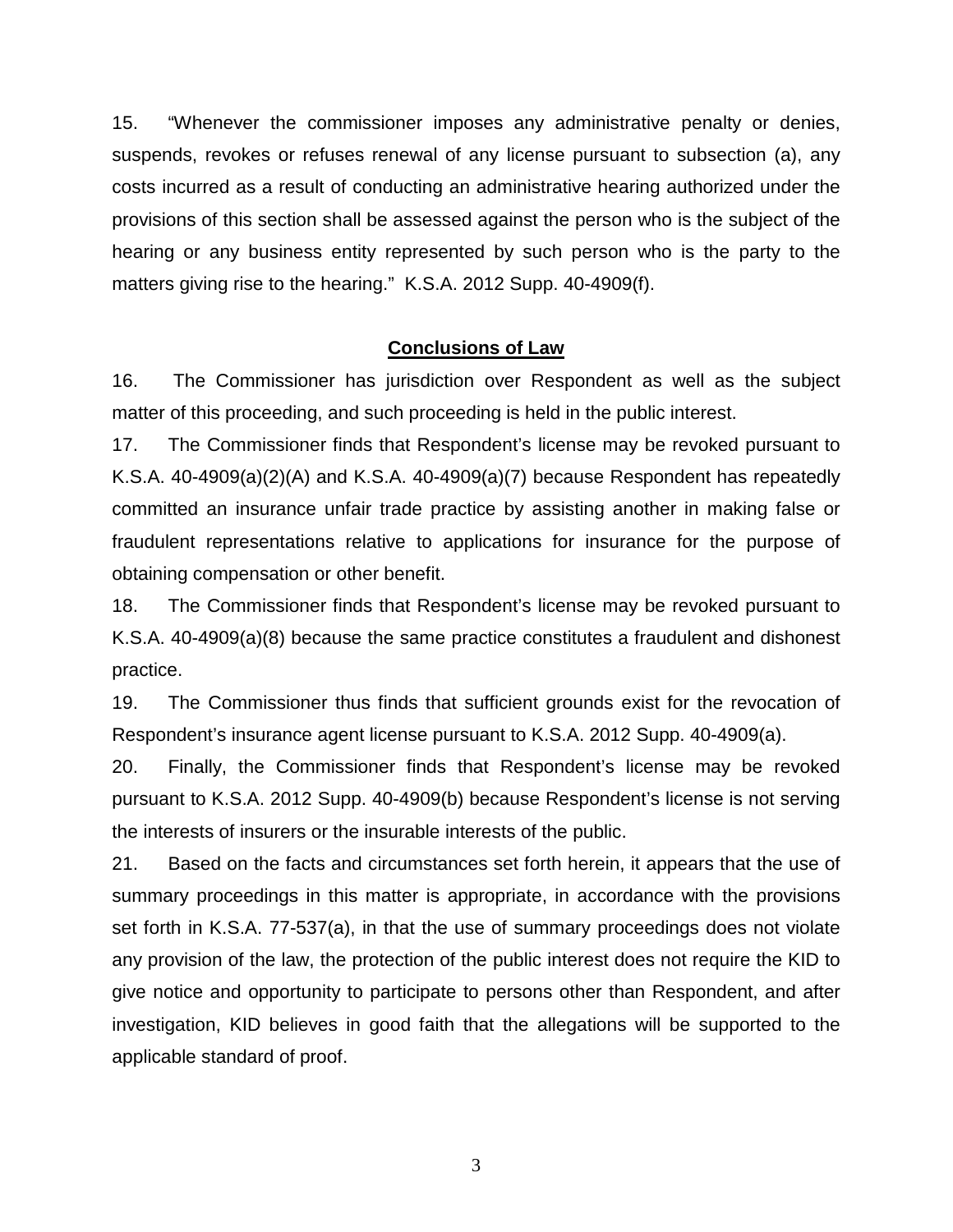15. "Whenever the commissioner imposes any administrative penalty or denies, suspends, revokes or refuses renewal of any license pursuant to subsection (a), any costs incurred as a result of conducting an administrative hearing authorized under the provisions of this section shall be assessed against the person who is the subject of the hearing or any business entity represented by such person who is the party to the matters giving rise to the hearing." K.S.A. 2012 Supp. 40-4909(f).

## **Conclusions of Law**

16. The Commissioner has jurisdiction over Respondent as well as the subject matter of this proceeding, and such proceeding is held in the public interest.

17. The Commissioner finds that Respondent's license may be revoked pursuant to K.S.A. 40-4909(a)(2)(A) and K.S.A. 40-4909(a)(7) because Respondent has repeatedly committed an insurance unfair trade practice by assisting another in making false or fraudulent representations relative to applications for insurance for the purpose of obtaining compensation or other benefit.

18. The Commissioner finds that Respondent's license may be revoked pursuant to K.S.A. 40-4909(a)(8) because the same practice constitutes a fraudulent and dishonest practice.

19. The Commissioner thus finds that sufficient grounds exist for the revocation of Respondent's insurance agent license pursuant to K.S.A. 2012 Supp. 40-4909(a).

20. Finally, the Commissioner finds that Respondent's license may be revoked pursuant to K.S.A. 2012 Supp. 40-4909(b) because Respondent's license is not serving the interests of insurers or the insurable interests of the public.

21. Based on the facts and circumstances set forth herein, it appears that the use of summary proceedings in this matter is appropriate, in accordance with the provisions set forth in K.S.A. 77-537(a), in that the use of summary proceedings does not violate any provision of the law, the protection of the public interest does not require the KID to give notice and opportunity to participate to persons other than Respondent, and after investigation, KID believes in good faith that the allegations will be supported to the applicable standard of proof.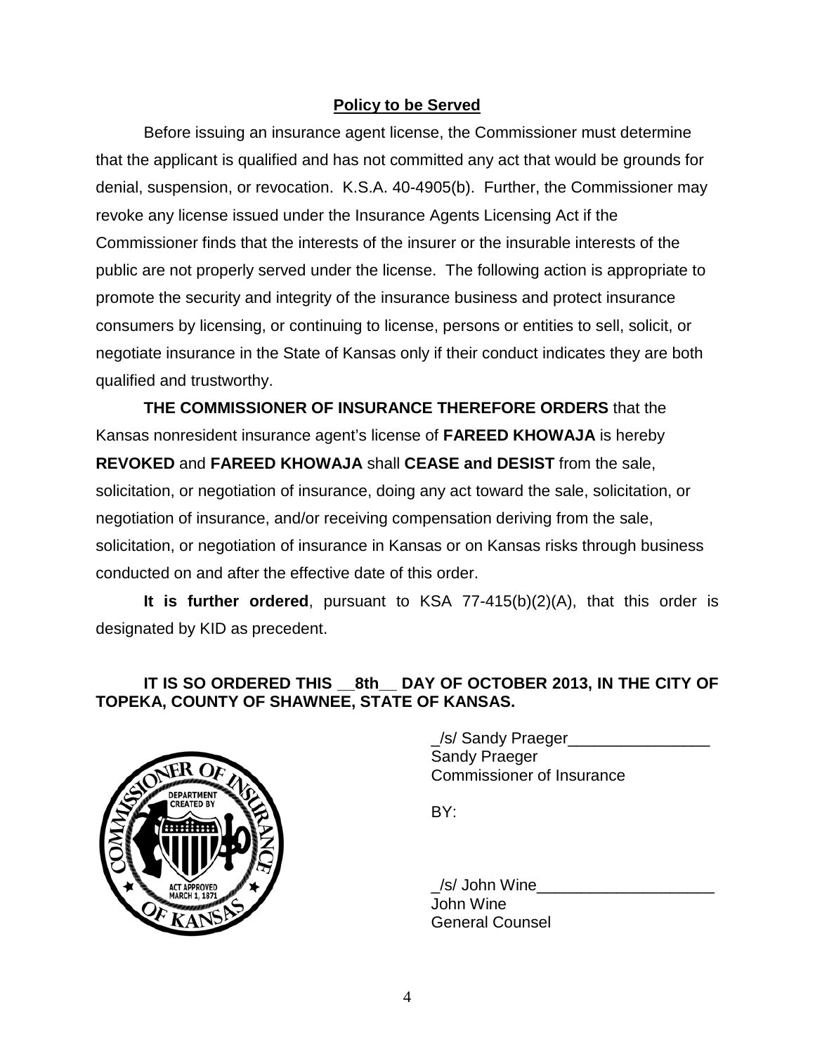**Policy to be Served**

Before issuing an insurance agent license, the Commissioner must determine that the applicant is qualified and has not committed any act that would be grounds for denial, suspension, or revocation. K.S.A. 40-4905(b). Further, the Commissioner may revoke any license issued under the Insurance Agents Licensing Act if the Commissioner finds that the interests of the insurer or the insurable interests of the public are not properly served under the license. The following action is appropriate to promote the security and integrity of the insurance business and protect insurance consumers by licensing, or continuing to license, persons or entities to sell, solicit, or negotiate insurance in the State of Kansas only if their conduct indicates they are both qualified and trustworthy.

**THE COMMISSIONER OF INSURANCE THEREFORE ORDERS** that the Kansas nonresident insurance agent's license of **FAREED KHOWAJA** is hereby **REVOKED** and **FAREED KHOWAJA** shall **CEASE and DESIST** from the sale, solicitation, or negotiation of insurance, doing any act toward the sale, solicitation, or negotiation of insurance, and/or receiving compensation deriving from the sale, solicitation, or negotiation of insurance in Kansas or on Kansas risks through business conducted on and after the effective date of this order.

**It is further ordered**, pursuant to KSA 77-415(b)(2)(A), that this order is designated by KID as precedent.

**IT IS SO ORDERED THIS __8th__ DAY OF OCTOBER 2013, IN THE CITY OF TOPEKA, COUNTY OF SHAWNEE, STATE OF KANSAS.**

_/s/ Sandy Praeger________________
Sandy Praeger
Commissioner of Insurance

BY:

_/s/ John Wine____________________
John Wine
General Counsel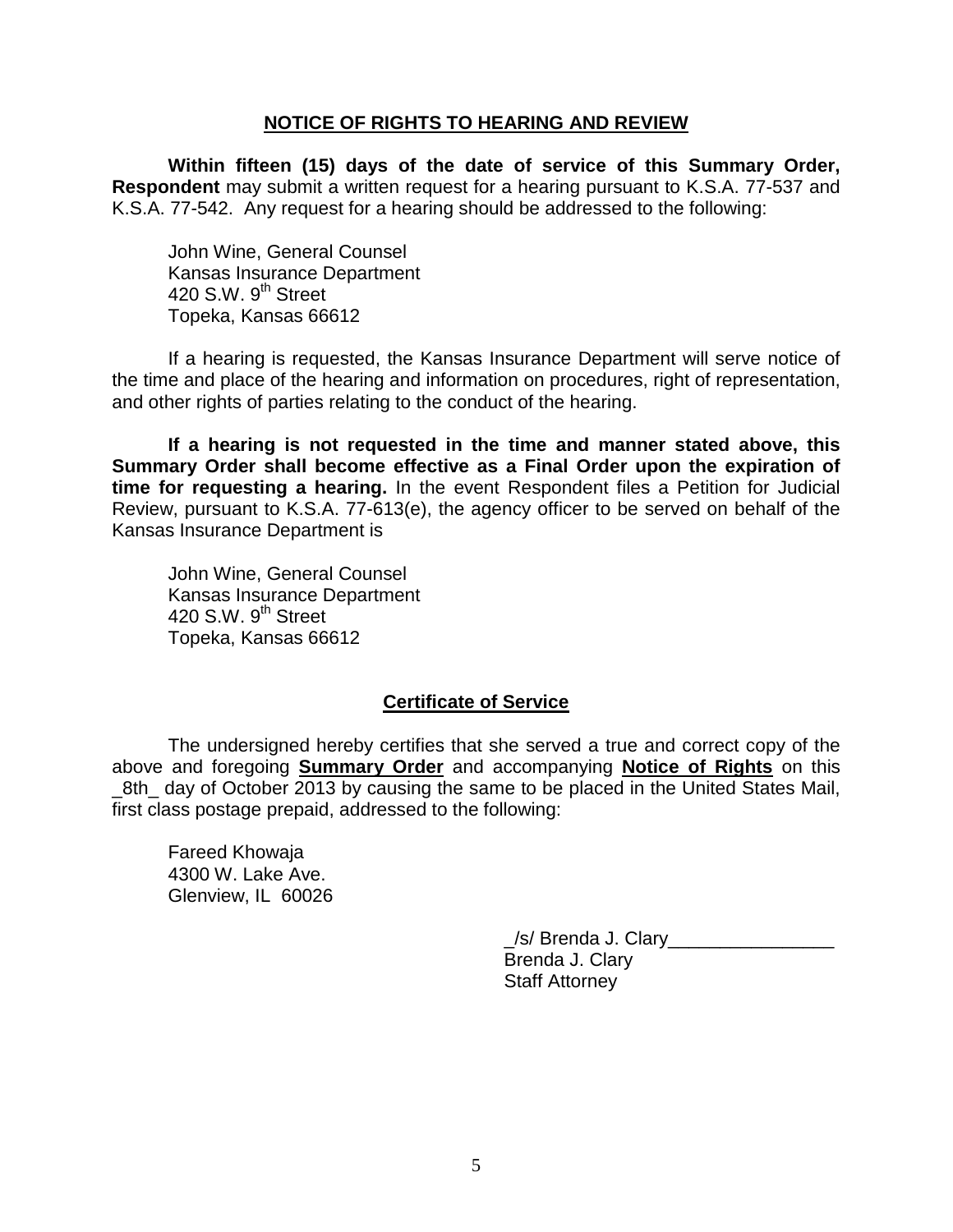## NOTICE OF RIGHTS TO HEARING AND REVIEW

**Within fifteen (15) days of the date of service of this Summary Order, Respondent** may submit a written request for a hearing pursuant to K.S.A. 77-537 and K.S.A. 77-542. Any request for a hearing should be addressed to the following:

John Wine, General Counsel
Kansas Insurance Department
420 S.W. 9th Street
Topeka, Kansas 66612

If a hearing is requested, the Kansas Insurance Department will serve notice of the time and place of the hearing and information on procedures, right of representation, and other rights of parties relating to the conduct of the hearing.

**If a hearing is not requested in the time and manner stated above, this Summary Order shall become effective as a Final Order upon the expiration of time for requesting a hearing.** In the event Respondent files a Petition for Judicial Review, pursuant to K.S.A. 77-613(e), the agency officer to be served on behalf of the Kansas Insurance Department is

John Wine, General Counsel
Kansas Insurance Department
420 S.W. 9th Street
Topeka, Kansas 66612

## Certificate of Service

The undersigned hereby certifies that she served a true and correct copy of the above and foregoing **Summary Order** and accompanying **Notice of Rights** on this _8th_ day of October 2013 by causing the same to be placed in the United States Mail, first class postage prepaid, addressed to the following:

Fareed Khowaja
4300 W. Lake Ave.
Glenview, IL 60026

_/s/ Brenda J. Clary________________
Brenda J. Clary
Staff Attorney